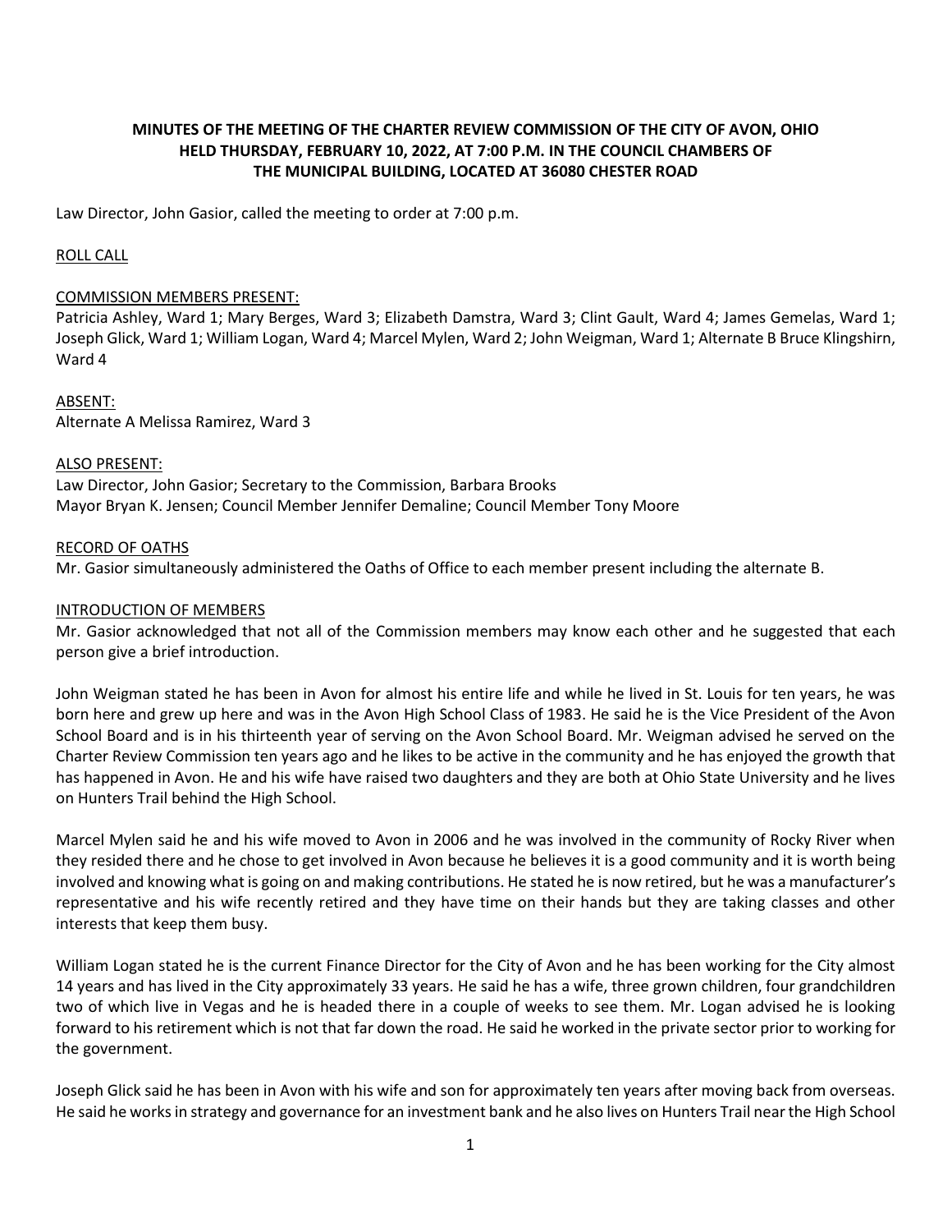**MINUTES OF THE MEETING OF THE CHARTER REVIEW COMMISSION OF THE CITY OF AVON, OHIO HELD THURSDAY, FEBRUARY 10, 2022, AT 7:00 P.M. IN THE COUNCIL CHAMBERS OF THE MUNICIPAL BUILDING, LOCATED AT 36080 CHESTER ROAD**

Law Director, John Gasior, called the meeting to order at 7:00 p.m.

ROLL CALL

COMMISSION MEMBERS PRESENT:
Patricia Ashley, Ward 1; Mary Berges, Ward 3; Elizabeth Damstra, Ward 3; Clint Gault, Ward 4; James Gemelas, Ward 1; Joseph Glick, Ward 1; William Logan, Ward 4; Marcel Mylen, Ward 2; John Weigman, Ward 1; Alternate B Bruce Klingshirn, Ward 4

ABSENT:
Alternate A Melissa Ramirez, Ward 3

ALSO PRESENT:
Law Director, John Gasior; Secretary to the Commission, Barbara Brooks
Mayor Bryan K. Jensen; Council Member Jennifer Demaline; Council Member Tony Moore

RECORD OF OATHS
Mr. Gasior simultaneously administered the Oaths of Office to each member present including the alternate B.

INTRODUCTION OF MEMBERS
Mr. Gasior acknowledged that not all of the Commission members may know each other and he suggested that each person give a brief introduction.

John Weigman stated he has been in Avon for almost his entire life and while he lived in St. Louis for ten years, he was born here and grew up here and was in the Avon High School Class of 1983. He said he is the Vice President of the Avon School Board and is in his thirteenth year of serving on the Avon School Board. Mr. Weigman advised he served on the Charter Review Commission ten years ago and he likes to be active in the community and he has enjoyed the growth that has happened in Avon. He and his wife have raised two daughters and they are both at Ohio State University and he lives on Hunters Trail behind the High School.

Marcel Mylen said he and his wife moved to Avon in 2006 and he was involved in the community of Rocky River when they resided there and he chose to get involved in Avon because he believes it is a good community and it is worth being involved and knowing what is going on and making contributions. He stated he is now retired, but he was a manufacturer's representative and his wife recently retired and they have time on their hands but they are taking classes and other interests that keep them busy.

William Logan stated he is the current Finance Director for the City of Avon and he has been working for the City almost 14 years and has lived in the City approximately 33 years. He said he has a wife, three grown children, four grandchildren two of which live in Vegas and he is headed there in a couple of weeks to see them. Mr. Logan advised he is looking forward to his retirement which is not that far down the road. He said he worked in the private sector prior to working for the government.

Joseph Glick said he has been in Avon with his wife and son for approximately ten years after moving back from overseas. He said he works in strategy and governance for an investment bank and he also lives on Hunters Trail near the High School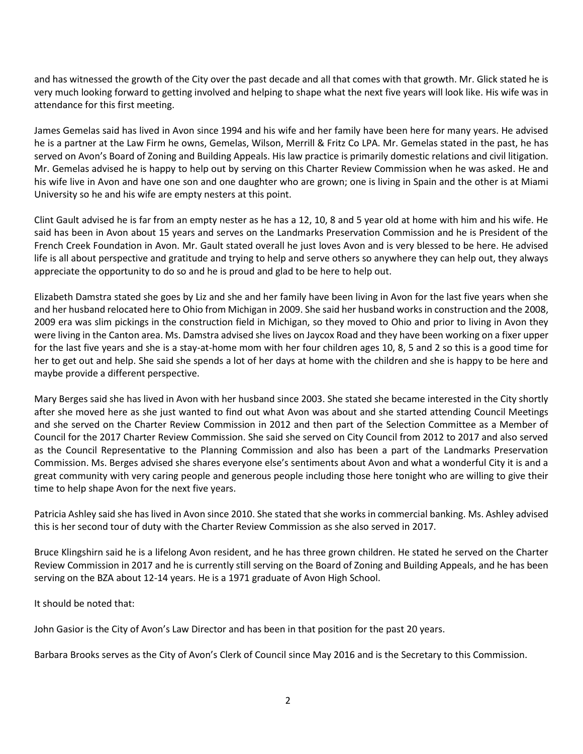and has witnessed the growth of the City over the past decade and all that comes with that growth. Mr. Glick stated he is very much looking forward to getting involved and helping to shape what the next five years will look like. His wife was in attendance for this first meeting.

James Gemelas said has lived in Avon since 1994 and his wife and her family have been here for many years. He advised he is a partner at the Law Firm he owns, Gemelas, Wilson, Merrill & Fritz Co LPA. Mr. Gemelas stated in the past, he has served on Avon's Board of Zoning and Building Appeals. His law practice is primarily domestic relations and civil litigation. Mr. Gemelas advised he is happy to help out by serving on this Charter Review Commission when he was asked. He and his wife live in Avon and have one son and one daughter who are grown; one is living in Spain and the other is at Miami University so he and his wife are empty nesters at this point.

Clint Gault advised he is far from an empty nester as he has a 12, 10, 8 and 5 year old at home with him and his wife. He said has been in Avon about 15 years and serves on the Landmarks Preservation Commission and he is President of the French Creek Foundation in Avon. Mr. Gault stated overall he just loves Avon and is very blessed to be here. He advised life is all about perspective and gratitude and trying to help and serve others so anywhere they can help out, they always appreciate the opportunity to do so and he is proud and glad to be here to help out.

Elizabeth Damstra stated she goes by Liz and she and her family have been living in Avon for the last five years when she and her husband relocated here to Ohio from Michigan in 2009. She said her husband works in construction and the 2008, 2009 era was slim pickings in the construction field in Michigan, so they moved to Ohio and prior to living in Avon they were living in the Canton area. Ms. Damstra advised she lives on Jaycox Road and they have been working on a fixer upper for the last five years and she is a stay-at-home mom with her four children ages 10, 8, 5 and 2 so this is a good time for her to get out and help. She said she spends a lot of her days at home with the children and she is happy to be here and maybe provide a different perspective.

Mary Berges said she has lived in Avon with her husband since 2003. She stated she became interested in the City shortly after she moved here as she just wanted to find out what Avon was about and she started attending Council Meetings and she served on the Charter Review Commission in 2012 and then part of the Selection Committee as a Member of Council for the 2017 Charter Review Commission. She said she served on City Council from 2012 to 2017 and also served as the Council Representative to the Planning Commission and also has been a part of the Landmarks Preservation Commission. Ms. Berges advised she shares everyone else's sentiments about Avon and what a wonderful City it is and a great community with very caring people and generous people including those here tonight who are willing to give their time to help shape Avon for the next five years.

Patricia Ashley said she has lived in Avon since 2010. She stated that she works in commercial banking. Ms. Ashley advised this is her second tour of duty with the Charter Review Commission as she also served in 2017.

Bruce Klingshirn said he is a lifelong Avon resident, and he has three grown children. He stated he served on the Charter Review Commission in 2017 and he is currently still serving on the Board of Zoning and Building Appeals, and he has been serving on the BZA about 12-14 years. He is a 1971 graduate of Avon High School.

It should be noted that:

John Gasior is the City of Avon's Law Director and has been in that position for the past 20 years.

Barbara Brooks serves as the City of Avon's Clerk of Council since May 2016 and is the Secretary to this Commission.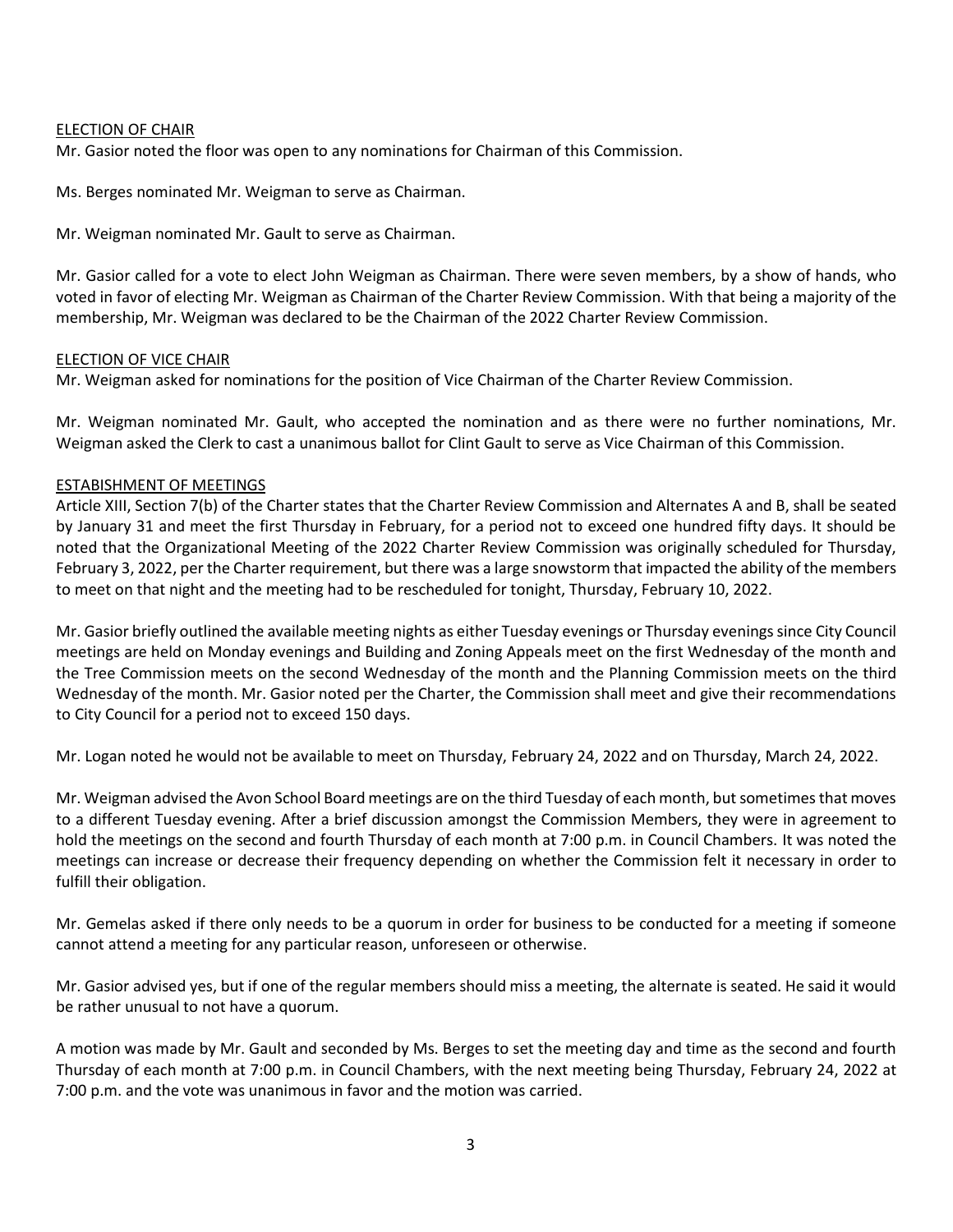ELECTION OF CHAIR

Mr. Gasior noted the floor was open to any nominations for Chairman of this Commission.

Ms. Berges nominated Mr. Weigman to serve as Chairman.

Mr. Weigman nominated Mr. Gault to serve as Chairman.

Mr. Gasior called for a vote to elect John Weigman as Chairman. There were seven members, by a show of hands, who voted in favor of electing Mr. Weigman as Chairman of the Charter Review Commission. With that being a majority of the membership, Mr. Weigman was declared to be the Chairman of the 2022 Charter Review Commission.

ELECTION OF VICE CHAIR

Mr. Weigman asked for nominations for the position of Vice Chairman of the Charter Review Commission.

Mr. Weigman nominated Mr. Gault, who accepted the nomination and as there were no further nominations, Mr. Weigman asked the Clerk to cast a unanimous ballot for Clint Gault to serve as Vice Chairman of this Commission.

ESTABISHMENT OF MEETINGS

Article XIII, Section 7(b) of the Charter states that the Charter Review Commission and Alternates A and B, shall be seated by January 31 and meet the first Thursday in February, for a period not to exceed one hundred fifty days. It should be noted that the Organizational Meeting of the 2022 Charter Review Commission was originally scheduled for Thursday, February 3, 2022, per the Charter requirement, but there was a large snowstorm that impacted the ability of the members to meet on that night and the meeting had to be rescheduled for tonight, Thursday, February 10, 2022.

Mr. Gasior briefly outlined the available meeting nights as either Tuesday evenings or Thursday evenings since City Council meetings are held on Monday evenings and Building and Zoning Appeals meet on the first Wednesday of the month and the Tree Commission meets on the second Wednesday of the month and the Planning Commission meets on the third Wednesday of the month. Mr. Gasior noted per the Charter, the Commission shall meet and give their recommendations to City Council for a period not to exceed 150 days.

Mr. Logan noted he would not be available to meet on Thursday, February 24, 2022 and on Thursday, March 24, 2022.

Mr. Weigman advised the Avon School Board meetings are on the third Tuesday of each month, but sometimes that moves to a different Tuesday evening. After a brief discussion amongst the Commission Members, they were in agreement to hold the meetings on the second and fourth Thursday of each month at 7:00 p.m. in Council Chambers. It was noted the meetings can increase or decrease their frequency depending on whether the Commission felt it necessary in order to fulfill their obligation.

Mr. Gemelas asked if there only needs to be a quorum in order for business to be conducted for a meeting if someone cannot attend a meeting for any particular reason, unforeseen or otherwise.

Mr. Gasior advised yes, but if one of the regular members should miss a meeting, the alternate is seated. He said it would be rather unusual to not have a quorum.

A motion was made by Mr. Gault and seconded by Ms. Berges to set the meeting day and time as the second and fourth Thursday of each month at 7:00 p.m. in Council Chambers, with the next meeting being Thursday, February 24, 2022 at 7:00 p.m. and the vote was unanimous in favor and the motion was carried.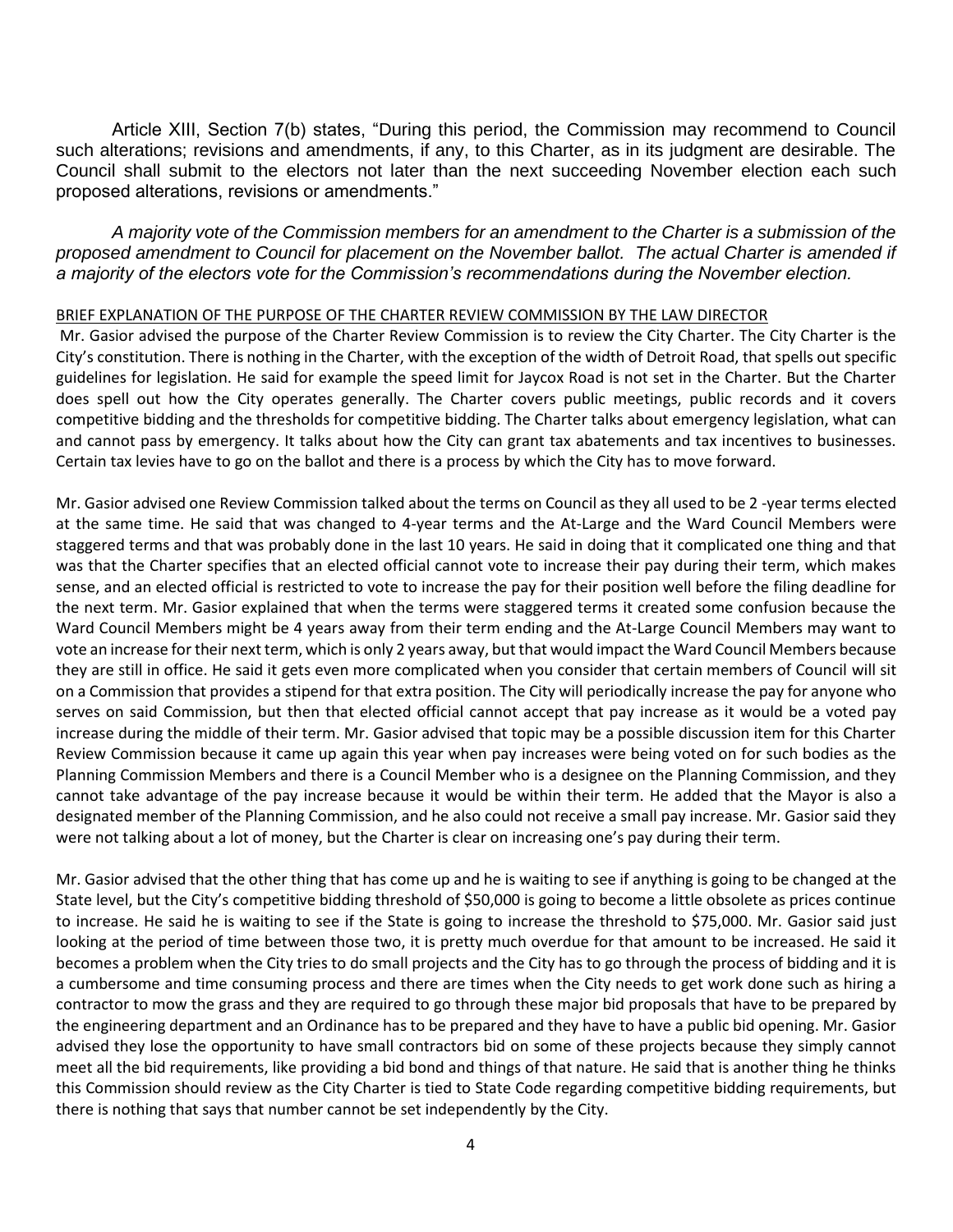Article XIII, Section 7(b) states, "During this period, the Commission may recommend to Council such alterations; revisions and amendments, if any, to this Charter, as in its judgment are desirable. The Council shall submit to the electors not later than the next succeeding November election each such proposed alterations, revisions or amendments."

*A majority vote of the Commission members for an amendment to the Charter is a submission of the proposed amendment to Council for placement on the November ballot. The actual Charter is amended if a majority of the electors vote for the Commission's recommendations during the November election.*

BRIEF EXPLANATION OF THE PURPOSE OF THE CHARTER REVIEW COMMISSION BY THE LAW DIRECTOR

Mr. Gasior advised the purpose of the Charter Review Commission is to review the City Charter. The City Charter is the City's constitution. There is nothing in the Charter, with the exception of the width of Detroit Road, that spells out specific guidelines for legislation. He said for example the speed limit for Jaycox Road is not set in the Charter. But the Charter does spell out how the City operates generally. The Charter covers public meetings, public records and it covers competitive bidding and the thresholds for competitive bidding. The Charter talks about emergency legislation, what can and cannot pass by emergency. It talks about how the City can grant tax abatements and tax incentives to businesses. Certain tax levies have to go on the ballot and there is a process by which the City has to move forward.

Mr. Gasior advised one Review Commission talked about the terms on Council as they all used to be 2 -year terms elected at the same time. He said that was changed to 4-year terms and the At-Large and the Ward Council Members were staggered terms and that was probably done in the last 10 years. He said in doing that it complicated one thing and that was that the Charter specifies that an elected official cannot vote to increase their pay during their term, which makes sense, and an elected official is restricted to vote to increase the pay for their position well before the filing deadline for the next term. Mr. Gasior explained that when the terms were staggered terms it created some confusion because the Ward Council Members might be 4 years away from their term ending and the At-Large Council Members may want to vote an increase for their next term, which is only 2 years away, but that would impact the Ward Council Members because they are still in office. He said it gets even more complicated when you consider that certain members of Council will sit on a Commission that provides a stipend for that extra position. The City will periodically increase the pay for anyone who serves on said Commission, but then that elected official cannot accept that pay increase as it would be a voted pay increase during the middle of their term. Mr. Gasior advised that topic may be a possible discussion item for this Charter Review Commission because it came up again this year when pay increases were being voted on for such bodies as the Planning Commission Members and there is a Council Member who is a designee on the Planning Commission, and they cannot take advantage of the pay increase because it would be within their term. He added that the Mayor is also a designated member of the Planning Commission, and he also could not receive a small pay increase. Mr. Gasior said they were not talking about a lot of money, but the Charter is clear on increasing one's pay during their term.

Mr. Gasior advised that the other thing that has come up and he is waiting to see if anything is going to be changed at the State level, but the City's competitive bidding threshold of $50,000 is going to become a little obsolete as prices continue to increase. He said he is waiting to see if the State is going to increase the threshold to $75,000. Mr. Gasior said just looking at the period of time between those two, it is pretty much overdue for that amount to be increased. He said it becomes a problem when the City tries to do small projects and the City has to go through the process of bidding and it is a cumbersome and time consuming process and there are times when the City needs to get work done such as hiring a contractor to mow the grass and they are required to go through these major bid proposals that have to be prepared by the engineering department and an Ordinance has to be prepared and they have to have a public bid opening. Mr. Gasior advised they lose the opportunity to have small contractors bid on some of these projects because they simply cannot meet all the bid requirements, like providing a bid bond and things of that nature. He said that is another thing he thinks this Commission should review as the City Charter is tied to State Code regarding competitive bidding requirements, but there is nothing that says that number cannot be set independently by the City.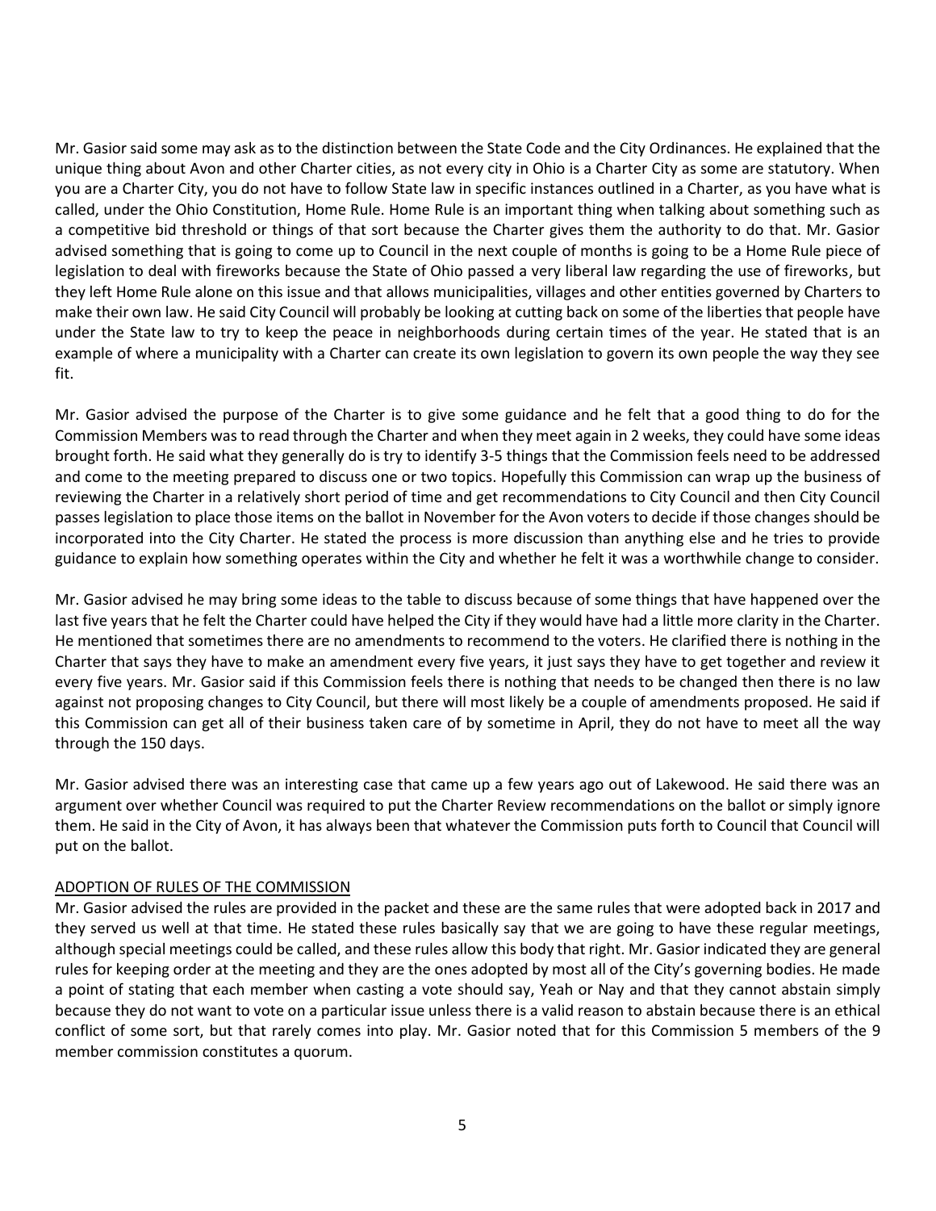Mr. Gasior said some may ask as to the distinction between the State Code and the City Ordinances. He explained that the unique thing about Avon and other Charter cities, as not every city in Ohio is a Charter City as some are statutory. When you are a Charter City, you do not have to follow State law in specific instances outlined in a Charter, as you have what is called, under the Ohio Constitution, Home Rule. Home Rule is an important thing when talking about something such as a competitive bid threshold or things of that sort because the Charter gives them the authority to do that. Mr. Gasior advised something that is going to come up to Council in the next couple of months is going to be a Home Rule piece of legislation to deal with fireworks because the State of Ohio passed a very liberal law regarding the use of fireworks, but they left Home Rule alone on this issue and that allows municipalities, villages and other entities governed by Charters to make their own law. He said City Council will probably be looking at cutting back on some of the liberties that people have under the State law to try to keep the peace in neighborhoods during certain times of the year. He stated that is an example of where a municipality with a Charter can create its own legislation to govern its own people the way they see fit.

Mr. Gasior advised the purpose of the Charter is to give some guidance and he felt that a good thing to do for the Commission Members was to read through the Charter and when they meet again in 2 weeks, they could have some ideas brought forth. He said what they generally do is try to identify 3-5 things that the Commission feels need to be addressed and come to the meeting prepared to discuss one or two topics. Hopefully this Commission can wrap up the business of reviewing the Charter in a relatively short period of time and get recommendations to City Council and then City Council passes legislation to place those items on the ballot in November for the Avon voters to decide if those changes should be incorporated into the City Charter. He stated the process is more discussion than anything else and he tries to provide guidance to explain how something operates within the City and whether he felt it was a worthwhile change to consider.

Mr. Gasior advised he may bring some ideas to the table to discuss because of some things that have happened over the last five years that he felt the Charter could have helped the City if they would have had a little more clarity in the Charter. He mentioned that sometimes there are no amendments to recommend to the voters. He clarified there is nothing in the Charter that says they have to make an amendment every five years, it just says they have to get together and review it every five years. Mr. Gasior said if this Commission feels there is nothing that needs to be changed then there is no law against not proposing changes to City Council, but there will most likely be a couple of amendments proposed. He said if this Commission can get all of their business taken care of by sometime in April, they do not have to meet all the way through the 150 days.

Mr. Gasior advised there was an interesting case that came up a few years ago out of Lakewood. He said there was an argument over whether Council was required to put the Charter Review recommendations on the ballot or simply ignore them. He said in the City of Avon, it has always been that whatever the Commission puts forth to Council that Council will put on the ballot.

## ADOPTION OF RULES OF THE COMMISSION

Mr. Gasior advised the rules are provided in the packet and these are the same rules that were adopted back in 2017 and they served us well at that time. He stated these rules basically say that we are going to have these regular meetings, although special meetings could be called, and these rules allow this body that right. Mr. Gasior indicated they are general rules for keeping order at the meeting and they are the ones adopted by most all of the City's governing bodies. He made a point of stating that each member when casting a vote should say, Yeah or Nay and that they cannot abstain simply because they do not want to vote on a particular issue unless there is a valid reason to abstain because there is an ethical conflict of some sort, but that rarely comes into play. Mr. Gasior noted that for this Commission 5 members of the 9 member commission constitutes a quorum.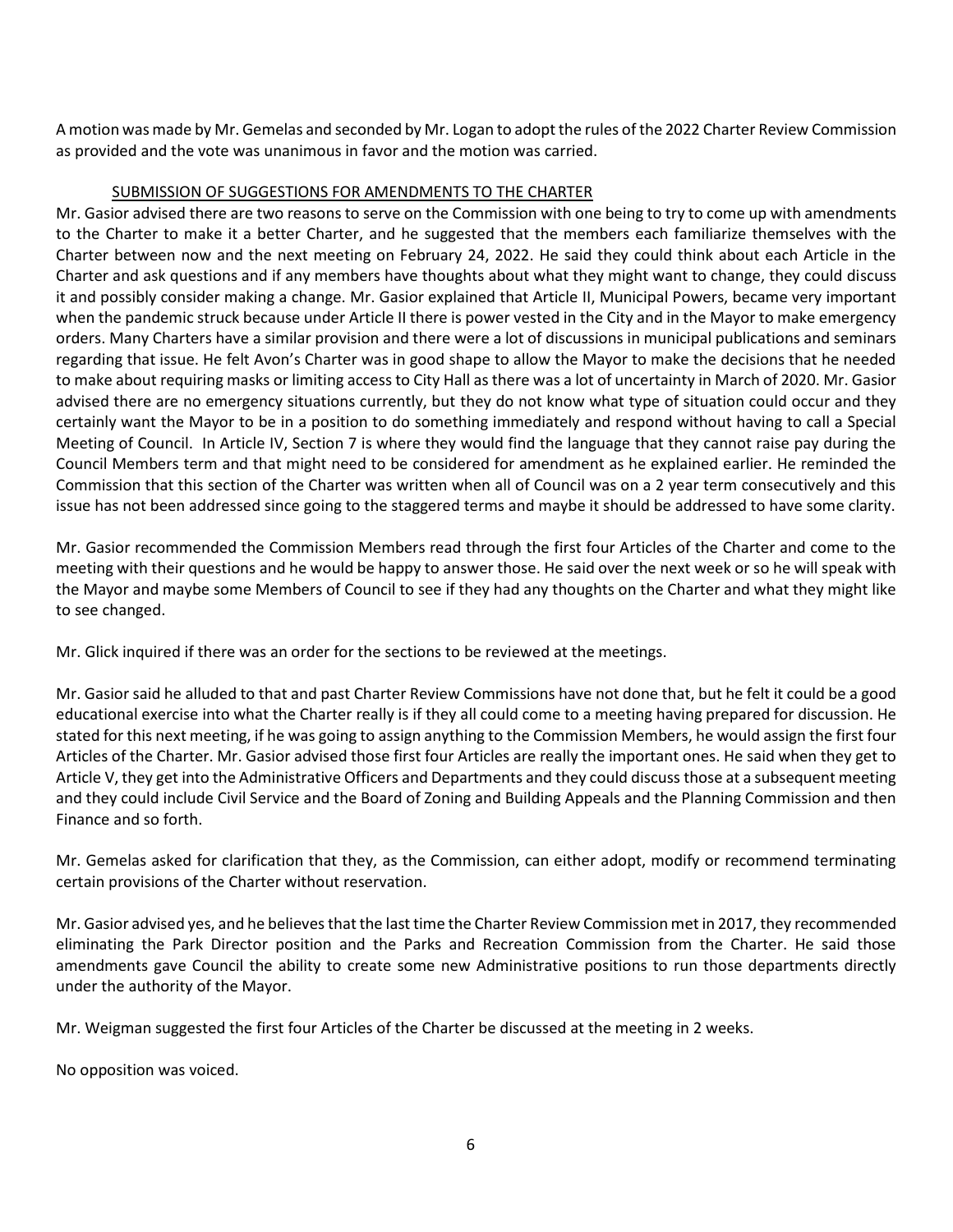A motion was made by Mr. Gemelas and seconded by Mr. Logan to adopt the rules of the 2022 Charter Review Commission as provided and the vote was unanimous in favor and the motion was carried.

<u>SUBMISSION OF SUGGESTIONS FOR AMENDMENTS TO THE CHARTER</u>

Mr. Gasior advised there are two reasons to serve on the Commission with one being to try to come up with amendments to the Charter to make it a better Charter, and he suggested that the members each familiarize themselves with the Charter between now and the next meeting on February 24, 2022. He said they could think about each Article in the Charter and ask questions and if any members have thoughts about what they might want to change, they could discuss it and possibly consider making a change. Mr. Gasior explained that Article II, Municipal Powers, became very important when the pandemic struck because under Article II there is power vested in the City and in the Mayor to make emergency orders. Many Charters have a similar provision and there were a lot of discussions in municipal publications and seminars regarding that issue. He felt Avon's Charter was in good shape to allow the Mayor to make the decisions that he needed to make about requiring masks or limiting access to City Hall as there was a lot of uncertainty in March of 2020. Mr. Gasior advised there are no emergency situations currently, but they do not know what type of situation could occur and they certainly want the Mayor to be in a position to do something immediately and respond without having to call a Special Meeting of Council. In Article IV, Section 7 is where they would find the language that they cannot raise pay during the Council Members term and that might need to be considered for amendment as he explained earlier. He reminded the Commission that this section of the Charter was written when all of Council was on a 2 year term consecutively and this issue has not been addressed since going to the staggered terms and maybe it should be addressed to have some clarity.

Mr. Gasior recommended the Commission Members read through the first four Articles of the Charter and come to the meeting with their questions and he would be happy to answer those. He said over the next week or so he will speak with the Mayor and maybe some Members of Council to see if they had any thoughts on the Charter and what they might like to see changed.

Mr. Glick inquired if there was an order for the sections to be reviewed at the meetings.

Mr. Gasior said he alluded to that and past Charter Review Commissions have not done that, but he felt it could be a good educational exercise into what the Charter really is if they all could come to a meeting having prepared for discussion. He stated for this next meeting, if he was going to assign anything to the Commission Members, he would assign the first four Articles of the Charter. Mr. Gasior advised those first four Articles are really the important ones. He said when they get to Article V, they get into the Administrative Officers and Departments and they could discuss those at a subsequent meeting and they could include Civil Service and the Board of Zoning and Building Appeals and the Planning Commission and then Finance and so forth.

Mr. Gemelas asked for clarification that they, as the Commission, can either adopt, modify or recommend terminating certain provisions of the Charter without reservation.

Mr. Gasior advised yes, and he believes that the last time the Charter Review Commission met in 2017, they recommended eliminating the Park Director position and the Parks and Recreation Commission from the Charter. He said those amendments gave Council the ability to create some new Administrative positions to run those departments directly under the authority of the Mayor.

Mr. Weigman suggested the first four Articles of the Charter be discussed at the meeting in 2 weeks.

No opposition was voiced.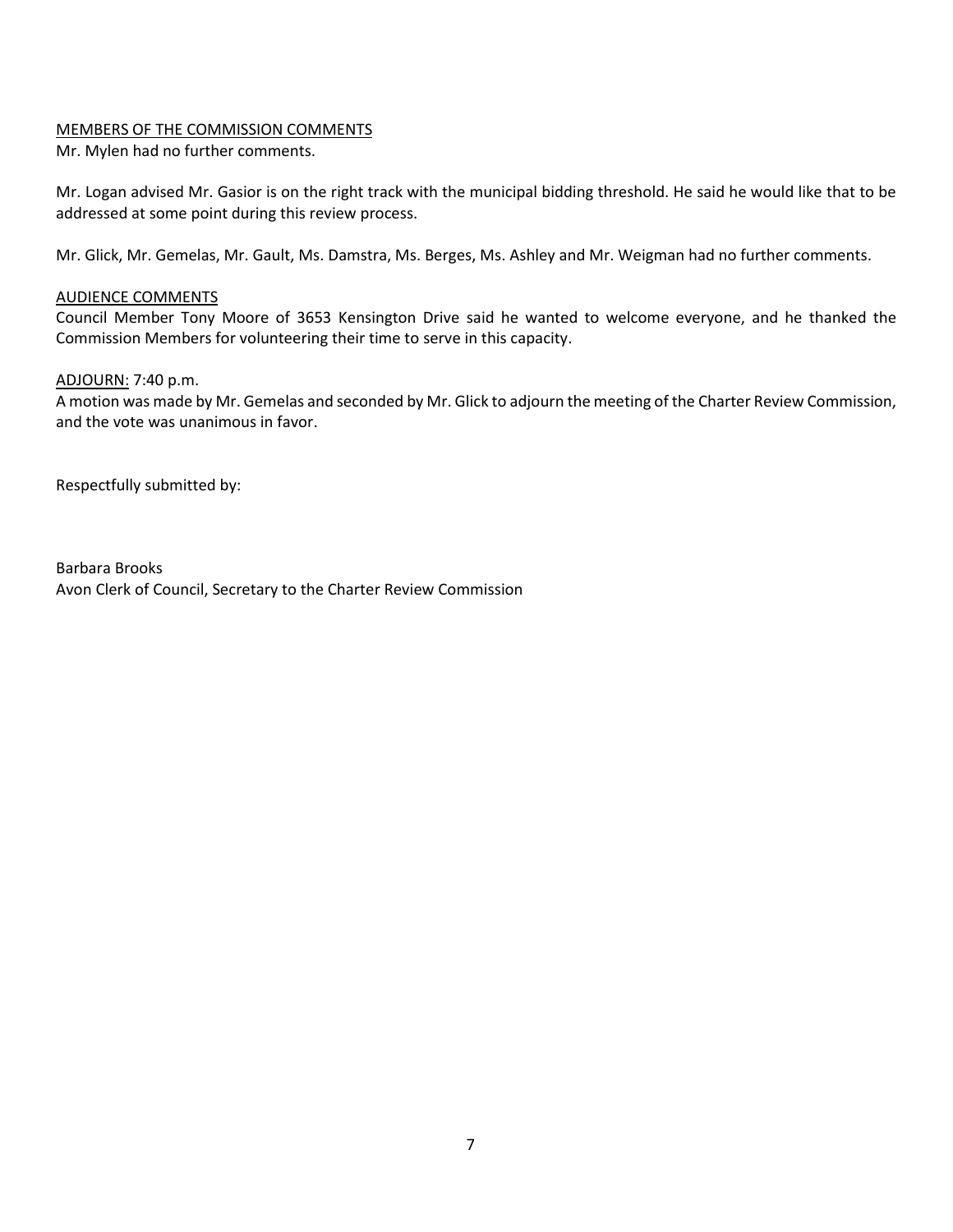MEMBERS OF THE COMMISSION COMMENTS

Mr. Mylen had no further comments.

Mr. Logan advised Mr. Gasior is on the right track with the municipal bidding threshold. He said he would like that to be addressed at some point during this review process.

Mr. Glick, Mr. Gemelas, Mr. Gault, Ms. Damstra, Ms. Berges, Ms. Ashley and Mr. Weigman had no further comments.

AUDIENCE COMMENTS

Council Member Tony Moore of 3653 Kensington Drive said he wanted to welcome everyone, and he thanked the Commission Members for volunteering their time to serve in this capacity.

ADJOURN: 7:40 p.m.

A motion was made by Mr. Gemelas and seconded by Mr. Glick to adjourn the meeting of the Charter Review Commission, and the vote was unanimous in favor.

Respectfully submitted by:

Barbara Brooks
Avon Clerk of Council, Secretary to the Charter Review Commission